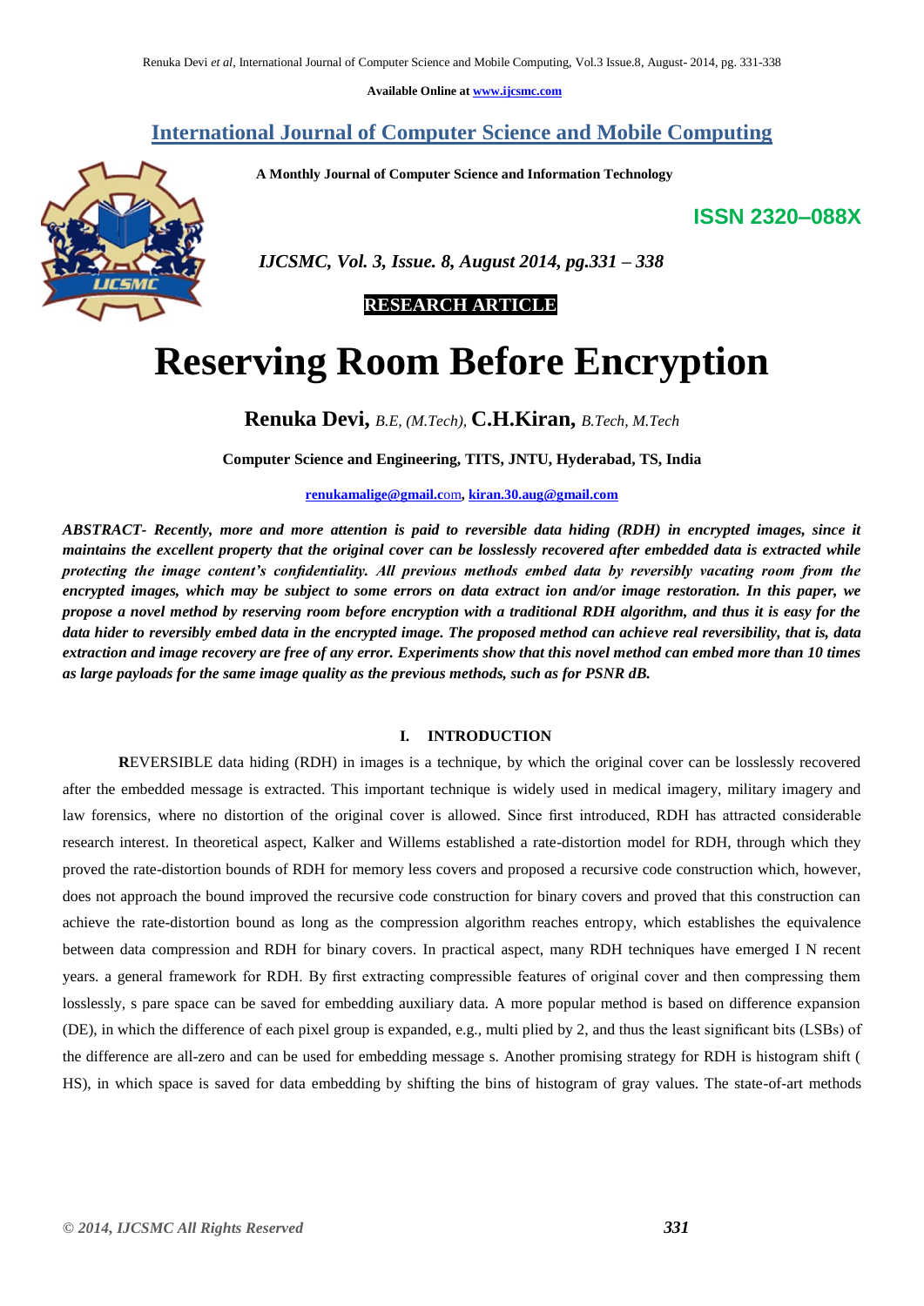Available Online at www.ijcsmc.com

# International Journal of Computer Science and Mobile Computing

**A Monthly Journal of Computer Science and Information Technology**

**ISSN 2320–088X**

*IJCSMC, Vol. 3, Issue. 8, August 2014, pg.331 – 338*

**RESEARCH ARTICLE**

# Reserving Room Before Encryption

**Renuka Devi,** *B.E, (M.Tech),* **C.H.Kiran,** *B.Tech, M.Tech*

**Computer Science and Engineering, TITS, JNTU, Hyderabad, TS, India**

renukamalige@gmail.com, kiran.30.aug@gmail.com

***ABSTRACT- Recently, more and more attention is paid to reversible data hiding (RDH) in encrypted images, since it maintains the excellent property that the original cover can be losslessly recovered after embedded data is extracted while protecting the image content's confidentiality. All previous methods embed data by reversibly vacating room from the encrypted images, which may be subject to some errors on data extract ion and/or image restoration. In this paper, we propose a novel method by reserving room before encryption with a traditional RDH algorithm, and thus it is easy for the data hider to reversibly embed data in the encrypted image. The proposed method can achieve real reversibility, that is, data extraction and image recovery are free of any error. Experiments show that this novel method can embed more than 10 times as large payloads for the same image quality as the previous methods, such as for PSNR dB.***

## I. INTRODUCTION

**R**EVERSIBLE data hiding (RDH) in images is a technique, by which the original cover can be losslessly recovered after the embedded message is extracted. This important technique is widely used in medical imagery, military imagery and law forensics, where no distortion of the original cover is allowed. Since first introduced, RDH has attracted considerable research interest. In theoretical aspect, Kalker and Willems established a rate-distortion model for RDH, through which they proved the rate-distortion bounds of RDH for memory less covers and proposed a recursive code construction which, however, does not approach the bound improved the recursive code construction for binary covers and proved that this construction can achieve the rate-distortion bound as long as the compression algorithm reaches entropy, which establishes the equivalence between data compression and RDH for binary covers. In practical aspect, many RDH techniques have emerged I N recent years. a general framework for RDH. By first extracting compressible features of original cover and then compressing them losslessly, s pare space can be saved for embedding auxiliary data. A more popular method is based on difference expansion (DE), in which the difference of each pixel group is expanded, e.g., multi plied by 2, and thus the least significant bits (LSBs) of the difference are all-zero and can be used for embedding message s. Another promising strategy for RDH is histogram shift ( HS), in which space is saved for data embedding by shifting the bins of histogram of gray values. The state-of-art methods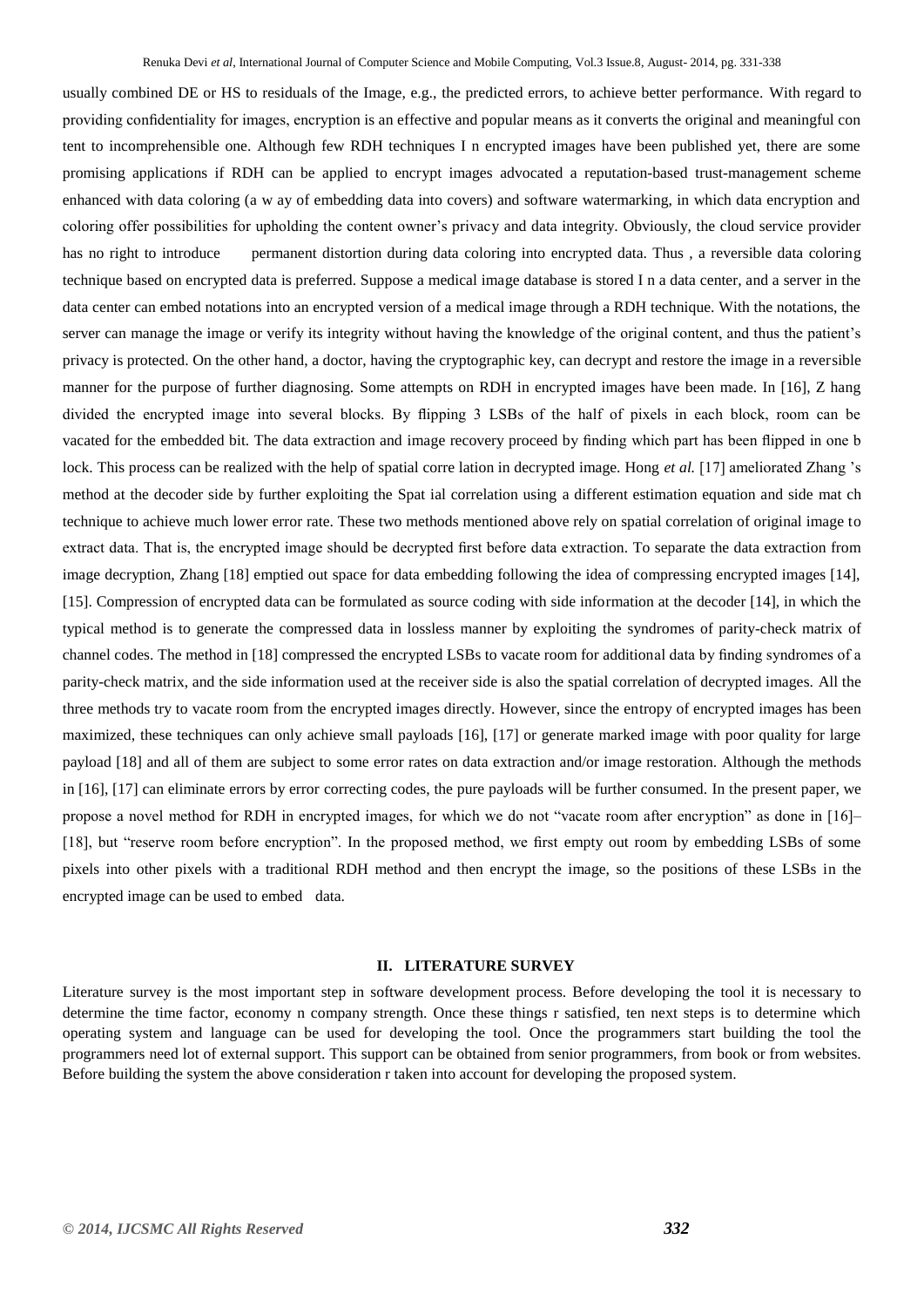usually combined DE or HS to residuals of the Image, e.g., the predicted errors, to achieve better performance. With regard to providing confidentiality for images, encryption is an effective and popular means as it converts the original and meaningful con tent to incomprehensible one. Although few RDH techniques I n encrypted images have been published yet, there are some promising applications if RDH can be applied to encrypt images advocated a reputation-based trust-management scheme enhanced with data coloring (a w ay of embedding data into covers) and software watermarking, in which data encryption and coloring offer possibilities for upholding the content owner's privacy and data integrity. Obviously, the cloud service provider has no right to introduce permanent distortion during data coloring into encrypted data. Thus , a reversible data coloring technique based on encrypted data is preferred. Suppose a medical image database is stored I n a data center, and a server in the data center can embed notations into an encrypted version of a medical image through a RDH technique. With the notations, the server can manage the image or verify its integrity without having the knowledge of the original content, and thus the patient's privacy is protected. On the other hand, a doctor, having the cryptographic key, can decrypt and restore the image in a reversible manner for the purpose of further diagnosing. Some attempts on RDH in encrypted images have been made. In [16], Z hang divided the encrypted image into several blocks. By flipping 3 LSBs of the half of pixels in each block, room can be vacated for the embedded bit. The data extraction and image recovery proceed by finding which part has been flipped in one b lock. This process can be realized with the help of spatial corre lation in decrypted image. Hong *et al.* [17] ameliorated Zhang 's method at the decoder side by further exploiting the Spat ial correlation using a different estimation equation and side mat ch technique to achieve much lower error rate. These two methods mentioned above rely on spatial correlation of original image to extract data. That is, the encrypted image should be decrypted first before data extraction. To separate the data extraction from image decryption, Zhang [18] emptied out space for data embedding following the idea of compressing encrypted images [14], [15]. Compression of encrypted data can be formulated as source coding with side information at the decoder [14], in which the typical method is to generate the compressed data in lossless manner by exploiting the syndromes of parity-check matrix of channel codes. The method in [18] compressed the encrypted LSBs to vacate room for additional data by finding syndromes of a parity-check matrix, and the side information used at the receiver side is also the spatial correlation of decrypted images. All the three methods try to vacate room from the encrypted images directly. However, since the entropy of encrypted images has been maximized, these techniques can only achieve small payloads [16], [17] or generate marked image with poor quality for large payload [18] and all of them are subject to some error rates on data extraction and/or image restoration. Although the methods in [16], [17] can eliminate errors by error correcting codes, the pure payloads will be further consumed. In the present paper, we propose a novel method for RDH in encrypted images, for which we do not "vacate room after encryption" as done in [16]–[18], but "reserve room before encryption". In the proposed method, we first empty out room by embedding LSBs of some pixels into other pixels with a traditional RDH method and then encrypt the image, so the positions of these LSBs in the encrypted image can be used to embed data.

## II. LITERATURE SURVEY

Literature survey is the most important step in software development process. Before developing the tool it is necessary to determine the time factor, economy n company strength. Once these things r satisfied, ten next steps is to determine which operating system and language can be used for developing the tool. Once the programmers start building the tool the programmers need lot of external support. This support can be obtained from senior programmers, from book or from websites. Before building the system the above consideration r taken into account for developing the proposed system.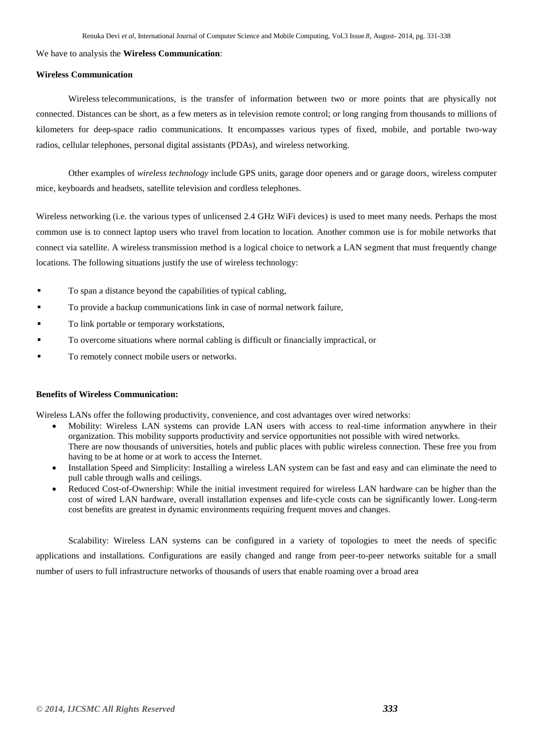We have to analysis the **Wireless Communication**:

**Wireless Communication**

Wireless telecommunications, is the transfer of information between two or more points that are physically not connected. Distances can be short, as a few meters as in television remote control; or long ranging from thousands to millions of kilometers for deep-space radio communications. It encompasses various types of fixed, mobile, and portable two-way radios, cellular telephones, personal digital assistants (PDAs), and wireless networking.

Other examples of *wireless technology* include GPS units, garage door openers and or garage doors, wireless computer mice, keyboards and headsets, satellite television and cordless telephones.

Wireless networking (i.e. the various types of unlicensed 2.4 GHz WiFi devices) is used to meet many needs. Perhaps the most common use is to connect laptop users who travel from location to location. Another common use is for mobile networks that connect via satellite. A wireless transmission method is a logical choice to network a LAN segment that must frequently change locations. The following situations justify the use of wireless technology:

- To span a distance beyond the capabilities of typical cabling,
- To provide a backup communications link in case of normal network failure,
- To link portable or temporary workstations,
- To overcome situations where normal cabling is difficult or financially impractical, or
- To remotely connect mobile users or networks.

**Benefits of Wireless Communication:**

Wireless LANs offer the following productivity, convenience, and cost advantages over wired networks:

- Mobility: Wireless LAN systems can provide LAN users with access to real-time information anywhere in their organization. This mobility supports productivity and service opportunities not possible with wired networks. There are now thousands of universities, hotels and public places with public wireless connection. These free you from having to be at home or at work to access the Internet.
- Installation Speed and Simplicity: Installing a wireless LAN system can be fast and easy and can eliminate the need to pull cable through walls and ceilings.
- Reduced Cost-of-Ownership: While the initial investment required for wireless LAN hardware can be higher than the cost of wired LAN hardware, overall installation expenses and life-cycle costs can be significantly lower. Long-term cost benefits are greatest in dynamic environments requiring frequent moves and changes.

Scalability: Wireless LAN systems can be configured in a variety of topologies to meet the needs of specific applications and installations. Configurations are easily changed and range from peer-to-peer networks suitable for a small number of users to full infrastructure networks of thousands of users that enable roaming over a broad area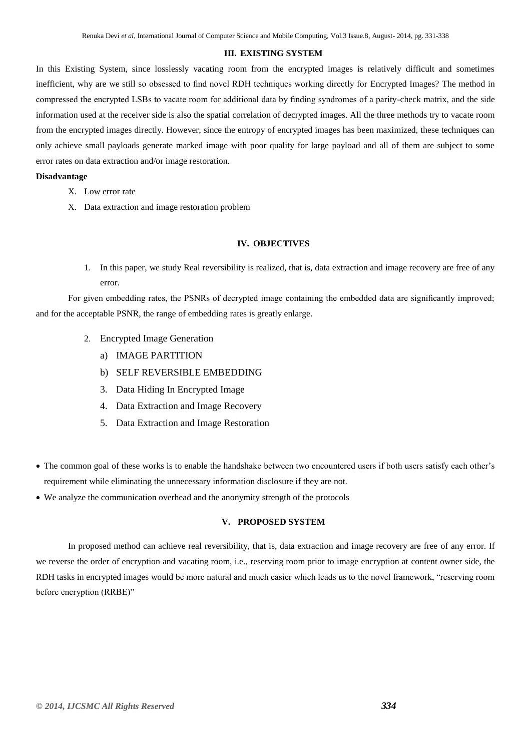## III. EXISTING SYSTEM

In this Existing System, since losslessly vacating room from the encrypted images is relatively difficult and sometimes inefficient, why are we still so obsessed to find novel RDH techniques working directly for Encrypted Images? The method in compressed the encrypted LSBs to vacate room for additional data by finding syndromes of a parity-check matrix, and the side information used at the receiver side is also the spatial correlation of decrypted images. All the three methods try to vacate room from the encrypted images directly. However, since the entropy of encrypted images has been maximized, these techniques can only achieve small payloads generate marked image with poor quality for large payload and all of them are subject to some error rates on data extraction and/or image restoration.

**Disadvantage**

- X. Low error rate
- X. Data extraction and image restoration problem

## IV. OBJECTIVES

1. In this paper, we study Real reversibility is realized, that is, data extraction and image recovery are free of any error.

For given embedding rates, the PSNRs of decrypted image containing the embedded data are significantly improved; and for the acceptable PSNR, the range of embedding rates is greatly enlarge.

2. Encrypted Image Generation
   a) IMAGE PARTITION
   b) SELF REVERSIBLE EMBEDDING
3. Data Hiding In Encrypted Image
4. Data Extraction and Image Recovery
5. Data Extraction and Image Restoration

- The common goal of these works is to enable the handshake between two encountered users if both users satisfy each other's requirement while eliminating the unnecessary information disclosure if they are not.
- We analyze the communication overhead and the anonymity strength of the protocols

## V. PROPOSED SYSTEM

In proposed method can achieve real reversibility, that is, data extraction and image recovery are free of any error. If we reverse the order of encryption and vacating room, i.e., reserving room prior to image encryption at content owner side, the RDH tasks in encrypted images would be more natural and much easier which leads us to the novel framework, "reserving room before encryption (RRBE)"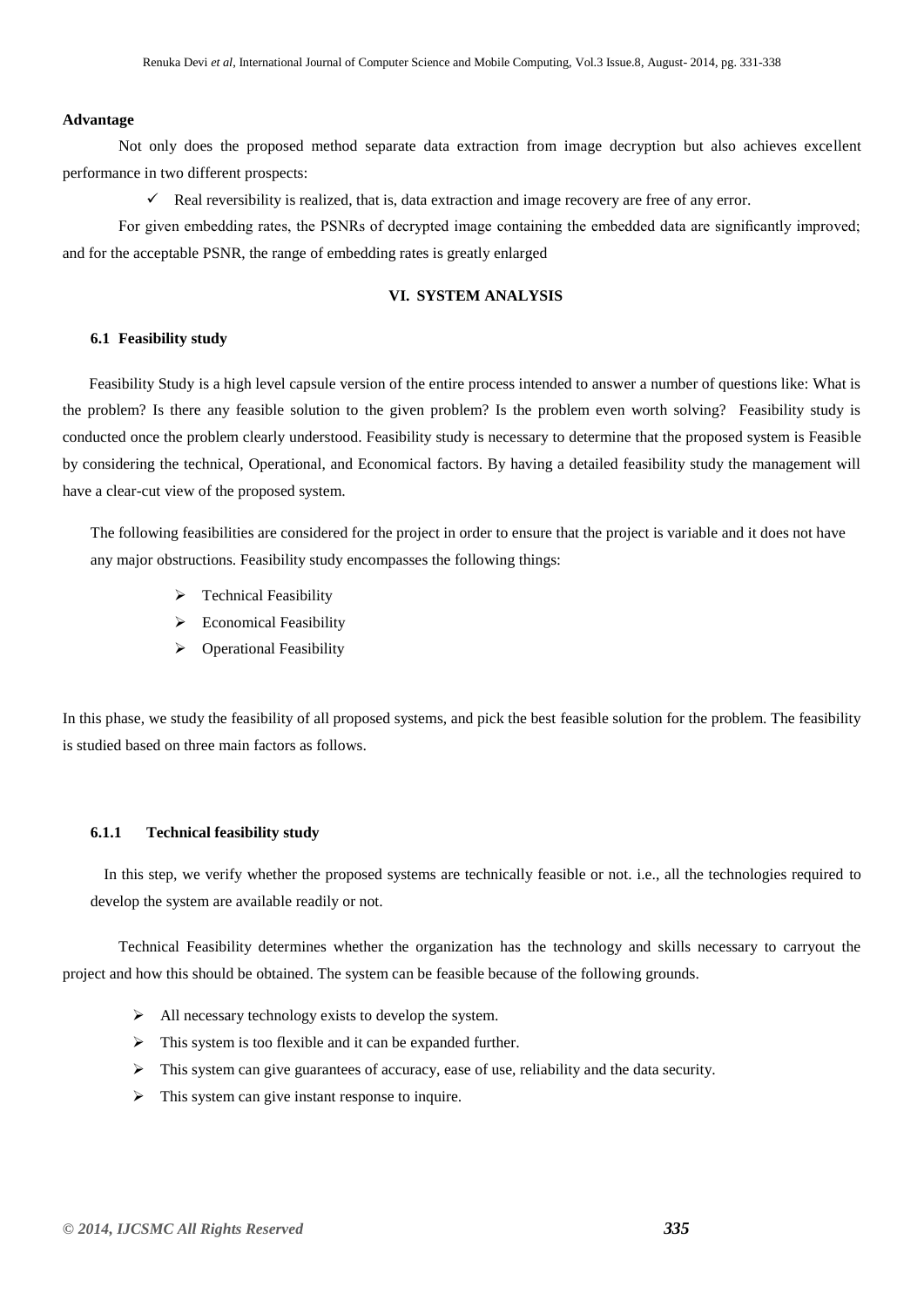**Advantage**

Not only does the proposed method separate data extraction from image decryption but also achieves excellent performance in two different prospects:

- ✓ Real reversibility is realized, that is, data extraction and image recovery are free of any error.

For given embedding rates, the PSNRs of decrypted image containing the embedded data are significantly improved; and for the acceptable PSNR, the range of embedding rates is greatly enlarged

## VI. SYSTEM ANALYSIS

### 6.1 Feasibility study

Feasibility Study is a high level capsule version of the entire process intended to answer a number of questions like: What is the problem? Is there any feasible solution to the given problem? Is the problem even worth solving? Feasibility study is conducted once the problem clearly understood. Feasibility study is necessary to determine that the proposed system is Feasible by considering the technical, Operational, and Economical factors. By having a detailed feasibility study the management will have a clear-cut view of the proposed system.

The following feasibilities are considered for the project in order to ensure that the project is variable and it does not have any major obstructions. Feasibility study encompasses the following things:

- Technical Feasibility
- Economical Feasibility
- Operational Feasibility

In this phase, we study the feasibility of all proposed systems, and pick the best feasible solution for the problem. The feasibility is studied based on three main factors as follows.

#### 6.1.1 Technical feasibility study

In this step, we verify whether the proposed systems are technically feasible or not. i.e., all the technologies required to develop the system are available readily or not.

Technical Feasibility determines whether the organization has the technology and skills necessary to carryout the project and how this should be obtained. The system can be feasible because of the following grounds.

- All necessary technology exists to develop the system.
- This system is too flexible and it can be expanded further.
- This system can give guarantees of accuracy, ease of use, reliability and the data security.
- This system can give instant response to inquire.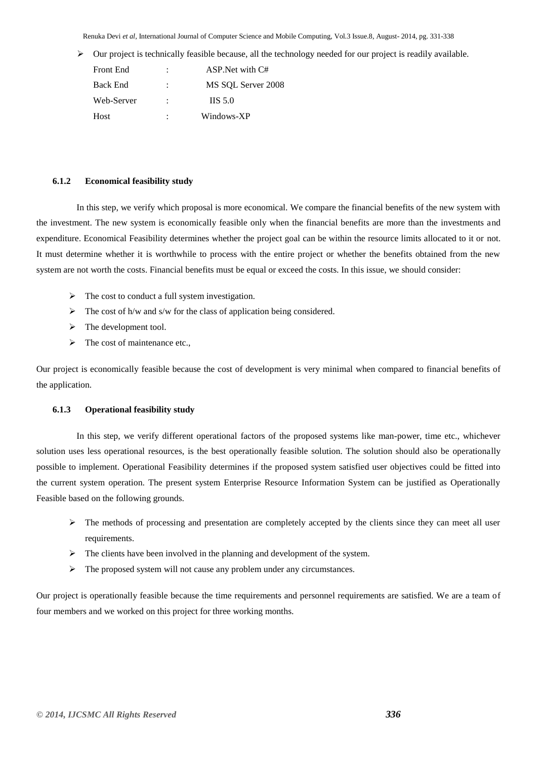- Our project is technically feasible because, all the technology needed for our project is readily available.

| | | |
|---|---|---|
| Front End | : | ASP.Net with C# |
| Back End | : | MS SQL Server 2008 |
| Web-Server | : | IIS 5.0 |
| Host | : | Windows-XP |

#### 6.1.2 Economical feasibility study

In this step, we verify which proposal is more economical. We compare the financial benefits of the new system with the investment. The new system is economically feasible only when the financial benefits are more than the investments and expenditure. Economical Feasibility determines whether the project goal can be within the resource limits allocated to it or not. It must determine whether it is worthwhile to process with the entire project or whether the benefits obtained from the new system are not worth the costs. Financial benefits must be equal or exceed the costs. In this issue, we should consider:

- The cost to conduct a full system investigation.
- The cost of h/w and s/w for the class of application being considered.
- The development tool.
- The cost of maintenance etc.,

Our project is economically feasible because the cost of development is very minimal when compared to financial benefits of the application.

#### 6.1.3 Operational feasibility study

In this step, we verify different operational factors of the proposed systems like man-power, time etc., whichever solution uses less operational resources, is the best operationally feasible solution. The solution should also be operationally possible to implement. Operational Feasibility determines if the proposed system satisfied user objectives could be fitted into the current system operation. The present system Enterprise Resource Information System can be justified as Operationally Feasible based on the following grounds.

- The methods of processing and presentation are completely accepted by the clients since they can meet all user requirements.
- The clients have been involved in the planning and development of the system.
- The proposed system will not cause any problem under any circumstances.

Our project is operationally feasible because the time requirements and personnel requirements are satisfied. We are a team of four members and we worked on this project for three working months.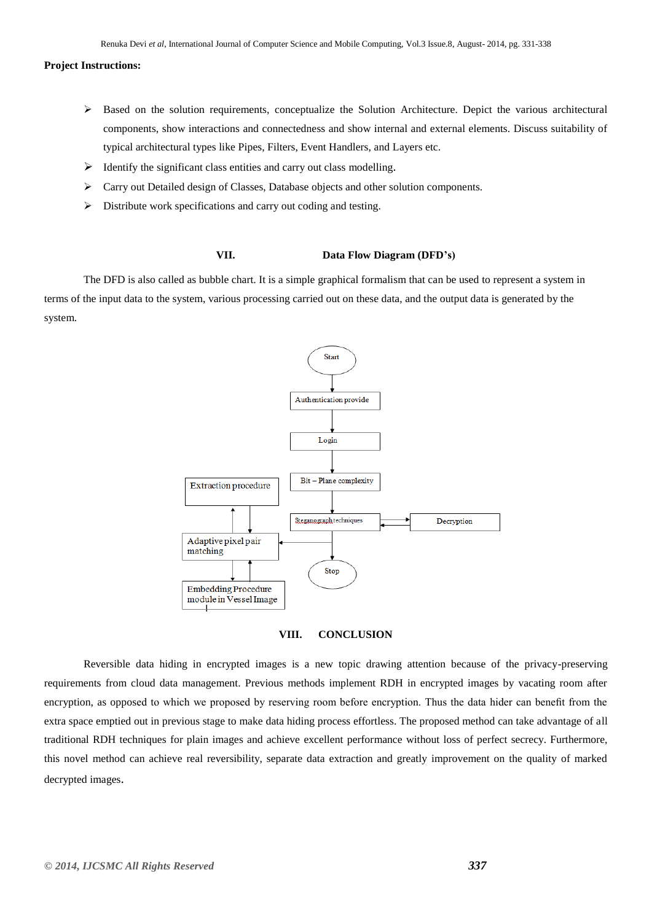**Project Instructions:**

- Based on the solution requirements, conceptualize the Solution Architecture. Depict the various architectural components, show interactions and connectedness and show internal and external elements. Discuss suitability of typical architectural types like Pipes, Filters, Event Handlers, and Layers etc.
- Identify the significant class entities and carry out class modelling.
- Carry out Detailed design of Classes, Database objects and other solution components.
- Distribute work specifications and carry out coding and testing.

## VII. Data Flow Diagram (DFD's)

The DFD is also called as bubble chart. It is a simple graphical formalism that can be used to represent a system in terms of the input data to the system, various processing carried out on these data, and the output data is generated by the system.

Start

Authentication provide

Login

Bit – Plane complexity

Steganograph techniques

Decryption

Extraction procedure

Adaptive pixel pair matching

Embedding Procedure module in Vessel Image

Stop

## VIII. CONCLUSION

Reversible data hiding in encrypted images is a new topic drawing attention because of the privacy-preserving requirements from cloud data management. Previous methods implement RDH in encrypted images by vacating room after encryption, as opposed to which we proposed by reserving room before encryption. Thus the data hider can benefit from the extra space emptied out in previous stage to make data hiding process effortless. The proposed method can take advantage of all traditional RDH techniques for plain images and achieve excellent performance without loss of perfect secrecy. Furthermore, this novel method can achieve real reversibility, separate data extraction and greatly improvement on the quality of marked decrypted images.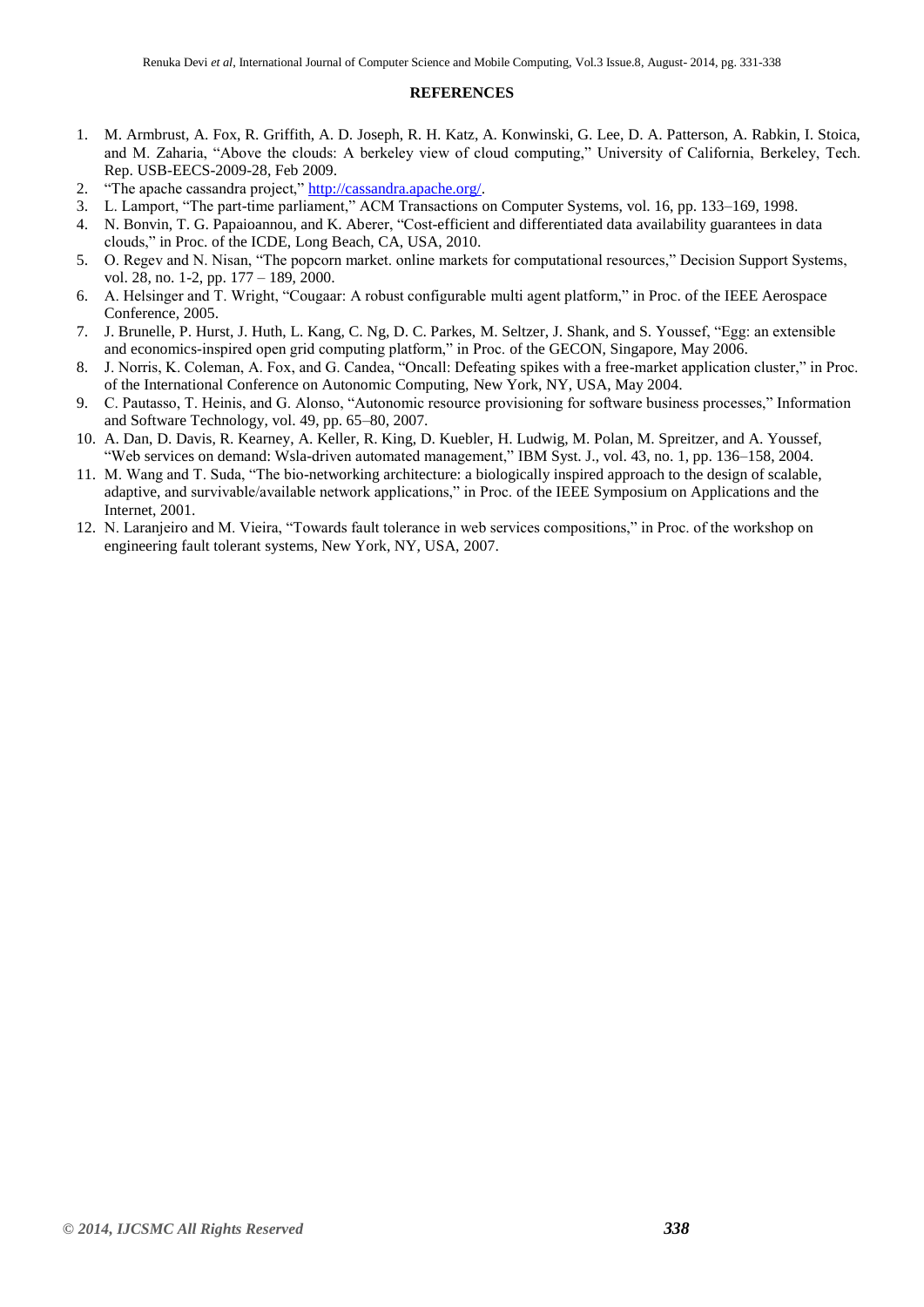## REFERENCES

1. M. Armbrust, A. Fox, R. Griffith, A. D. Joseph, R. H. Katz, A. Konwinski, G. Lee, D. A. Patterson, A. Rabkin, I. Stoica, and M. Zaharia, "Above the clouds: A berkeley view of cloud computing," University of California, Berkeley, Tech. Rep. USB-EECS-2009-28, Feb 2009.
2. "The apache cassandra project," http://cassandra.apache.org/.
3. L. Lamport, "The part-time parliament," ACM Transactions on Computer Systems, vol. 16, pp. 133–169, 1998.
4. N. Bonvin, T. G. Papaioannou, and K. Aberer, "Cost-efficient and differentiated data availability guarantees in data clouds," in Proc. of the ICDE, Long Beach, CA, USA, 2010.
5. O. Regev and N. Nisan, "The popcorn market. online markets for computational resources," Decision Support Systems, vol. 28, no. 1-2, pp. 177 – 189, 2000.
6. A. Helsinger and T. Wright, "Cougaar: A robust configurable multi agent platform," in Proc. of the IEEE Aerospace Conference, 2005.
7. J. Brunelle, P. Hurst, J. Huth, L. Kang, C. Ng, D. C. Parkes, M. Seltzer, J. Shank, and S. Youssef, "Egg: an extensible and economics-inspired open grid computing platform," in Proc. of the GECON, Singapore, May 2006.
8. J. Norris, K. Coleman, A. Fox, and G. Candea, "Oncall: Defeating spikes with a free-market application cluster," in Proc. of the International Conference on Autonomic Computing, New York, NY, USA, May 2004.
9. C. Pautasso, T. Heinis, and G. Alonso, "Autonomic resource provisioning for software business processes," Information and Software Technology, vol. 49, pp. 65–80, 2007.
10. A. Dan, D. Davis, R. Kearney, A. Keller, R. King, D. Kuebler, H. Ludwig, M. Polan, M. Spreitzer, and A. Youssef, "Web services on demand: Wsla-driven automated management," IBM Syst. J., vol. 43, no. 1, pp. 136–158, 2004.
11. M. Wang and T. Suda, "The bio-networking architecture: a biologically inspired approach to the design of scalable, adaptive, and survivable/available network applications," in Proc. of the IEEE Symposium on Applications and the Internet, 2001.
12. N. Laranjeiro and M. Vieira, "Towards fault tolerance in web services compositions," in Proc. of the workshop on engineering fault tolerant systems, New York, NY, USA, 2007.